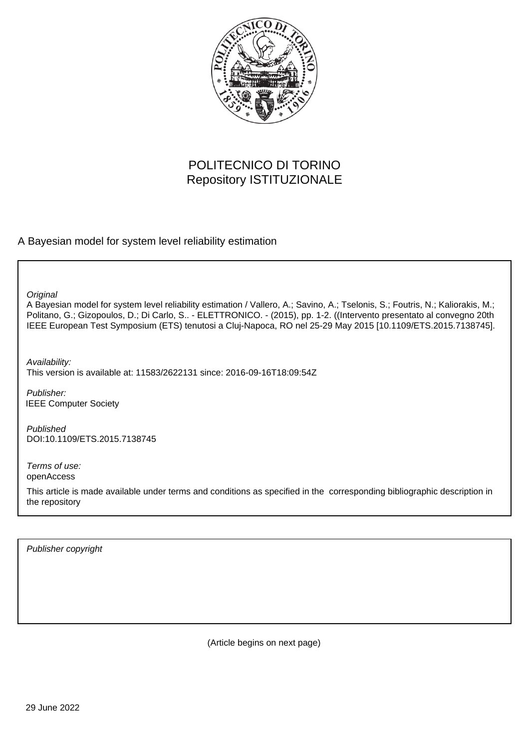POLITECNICO DI TORINO
Repository ISTITUZIONALE

A Bayesian model for system level reliability estimation

*Original*
A Bayesian model for system level reliability estimation / Vallero, A.; Savino, A.; Tselonis, S.; Foutris, N.; Kaliorakis, M.; Politano, G.; Gizopoulos, D.; Di Carlo, S.. - ELETTRONICO. - (2015), pp. 1-2. ((Intervento presentato al convegno 20th IEEE European Test Symposium (ETS) tenutosi a Cluj-Napoca, RO nel 25-29 May 2015 [10.1109/ETS.2015.7138745].

*Availability:*
This version is available at: 11583/2622131 since: 2016-09-16T18:09:54Z

*Publisher:*
IEEE Computer Society

*Published*
DOI:10.1109/ETS.2015.7138745

*Terms of use:*
openAccess

This article is made available under terms and conditions as specified in the corresponding bibliographic description in the repository

*Publisher copyright*

(Article begins on next page)

29 June 2022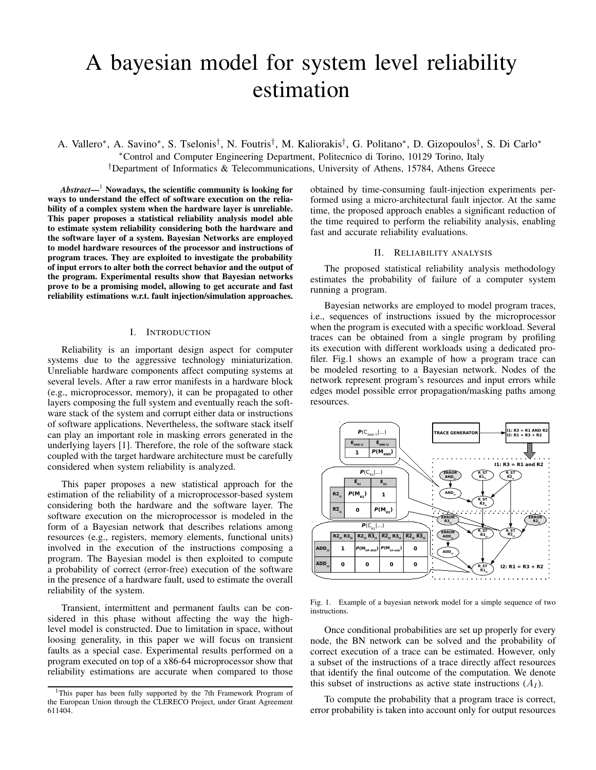# A bayesian model for system level reliability estimation

A. Vallero*, A. Savino*, S. Tselonis†, N. Foutris†, M. Kaliorakis†, G. Politano*, D. Gizopoulos†, S. Di Carlo*

*Control and Computer Engineering Department, Politecnico di Torino, 10129 Torino, Italy

†Department of Informatics & Telecommunications, University of Athens, 15784, Athens Greece

***Abstract*—[1] Nowadays, the scientific community is looking for ways to understand the effect of software execution on the reliability of a complex system when the hardware layer is unreliable. This paper proposes a statistical reliability analysis model able to estimate system reliability considering both the hardware and the software layer of a system. Bayesian Networks are employed to model hardware resources of the processor and instructions of program traces. They are exploited to investigate the probability of input errors to alter both the correct behavior and the output of the program. Experimental results show that Bayesian networks prove to be a promising model, allowing to get accurate and fast reliability estimations w.r.t. fault injection/simulation approaches.**

## I. Introduction

Reliability is an important design aspect for computer systems due to the aggressive technology miniaturization. Unreliable hardware components affect computing systems at several levels. After a raw error manifests in a hardware block (e.g., microprocessor, memory), it can be propagated to other layers composing the full system and eventually reach the software stack of the system and corrupt either data or instructions of software applications. Nevertheless, the software stack itself can play an important role in masking errors generated in the underlying layers [1]. Therefore, the role of the software stack coupled with the target hardware architecture must be carefully considered when system reliability is analyzed.

This paper proposes a new statistical approach for the estimation of the reliability of a microprocessor-based system considering both the hardware and the software layer. The software execution on the microprocessor is modeled in the form of a Bayesian network that describes relations among resources (e.g., registers, memory elements, functional units) involved in the execution of the instructions composing a program. The Bayesian model is then exploited to compute a probability of correct (error-free) execution of the software in the presence of a hardware fault, used to estimate the overall reliability of the system.

Transient, intermittent and permanent faults can be considered in this phase without affecting the way the high-level model is constructed. Due to limitation in space, without loosing generality, in this paper we will focus on transient faults as a special case. Experimental results performed on a program executed on top of a x86-64 microprocessor show that reliability estimations are accurate when compared to those obtained by time-consuming fault-injection experiments performed using a micro-architectural fault injector. At the same time, the proposed approach enables a significant reduction of the time required to perform the reliability analysis, enabling fast and accurate reliability evaluations.

## II. Reliability analysis

The proposed statistical reliability analysis methodology estimates the probability of failure of a computer system running a program.

Bayesian networks are employed to model program traces, i.e., sequences of instructions issued by the microprocessor when the program is executed with a specific workload. Several traces can be obtained from a single program by profiling its execution with different workloads using a dedicated profiler. Fig.1 shows an example of how a program trace can be modeled resorting to a Bayesian network. Nodes of the network represent program's resources and input errors while edges model possible error propagation/masking paths among resources.

Fig. 1. Example of a bayesian network model for a simple sequence of two instructions.

Once conditional probabilities are set up properly for every node, the BN network can be solved and the probability of correct execution of a trace can be estimated. However, only a subset of the instructions of a trace directly affect resources that identify the final outcome of the computation. We denote this subset of instructions as active state instructions ($A_I$).

To compute the probability that a program trace is correct, error probability is taken into account only for output resources

[1]This paper has been fully supported by the 7th Framework Program of the European Union through the CLERECO Project, under Grant Agreement 611404.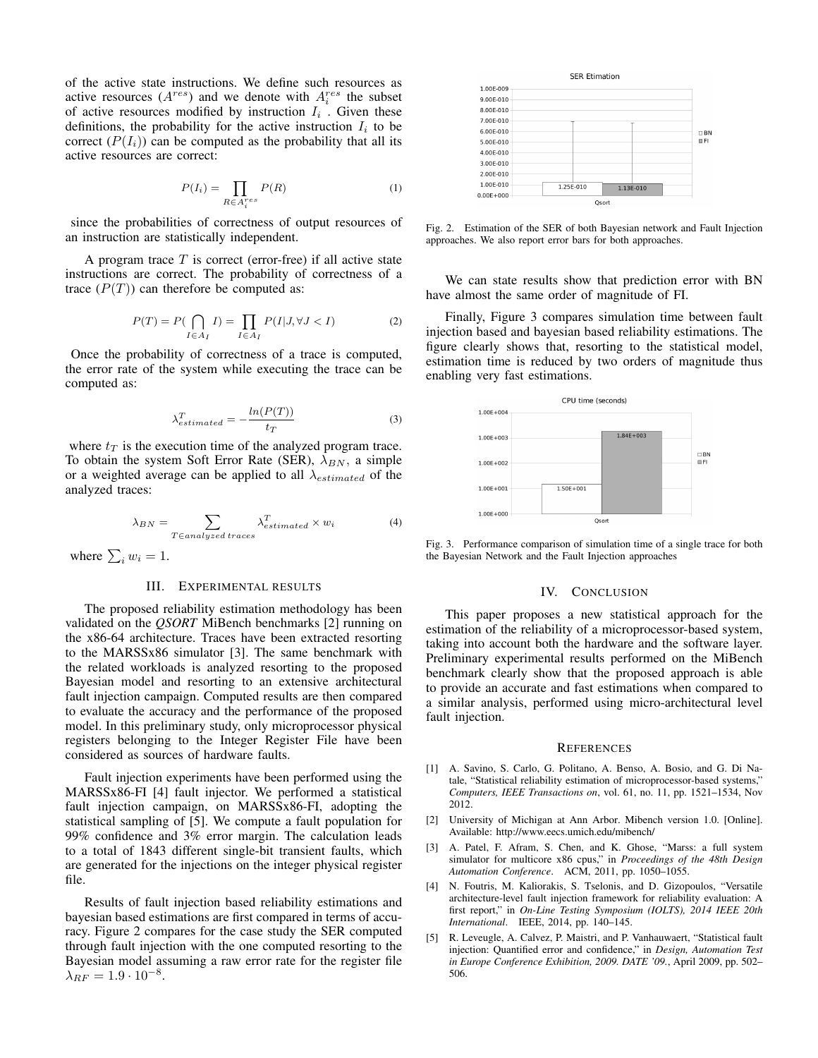of the active state instructions. We define such resources as active resources ($A^{res}$) and we denote with $A_i^{res}$ the subset of active resources modified by instruction $I_i$ . Given these definitions, the probability for the active instruction $I_i$ to be correct ($P(I_i)$) can be computed as the probability that all its active resources are correct:

$$P(I_i) = \prod_{R \in A_i^{res}} P(R) \tag{1}$$

since the probabilities of correctness of output resources of an instruction are statistically independent.

A program trace $T$ is correct (error-free) if all active state instructions are correct. The probability of correctness of a trace ($P(T)$) can therefore be computed as:

$$P(T) = P(\bigcap_{I \in A_I} I) = \prod_{I \in A_I} P(I|J, \forall J < I) \tag{2}$$

Once the probability of correctness of a trace is computed, the error rate of the system while executing the trace can be computed as:

$$\lambda_{estimated}^{T} = -\frac{ln(P(T))}{t_T} \tag{3}$$

where $t_T$ is the execution time of the analyzed program trace. To obtain the system Soft Error Rate (SER), $\lambda_{BN}$, a simple or a weighted average can be applied to all $\lambda_{estimated}$ of the analyzed traces:

$$\lambda_{BN} = \sum_{T \in analyzed\ traces} \lambda_{estimated}^{T} \times w_i \tag{4}$$

where $\sum_i w_i = 1$.

## III. Experimental results

The proposed reliability estimation methodology has been validated on the ***QSORT*** MiBench benchmarks [2] running on the x86-64 architecture. Traces have been extracted resorting to the MARSSx86 simulator [3]. The same benchmark with the related workloads is analyzed resorting to the proposed Bayesian model and resorting to an extensive architectural fault injection campaign. Computed results are then compared to evaluate the accuracy and the performance of the proposed model. In this preliminary study, only microprocessor physical registers belonging to the Integer Register File have been considered as sources of hardware faults.

Fault injection experiments have been performed using the MARSSx86-FI [4] fault injector. We performed a statistical fault injection campaign, on MARSSx86-FI, adopting the statistical sampling of [5]. We compute a fault population for 99% confidence and 3% error margin. The calculation leads to a total of 1843 different single-bit transient faults, which are generated for the injections on the integer physical register file.

Results of fault injection based reliability estimations and bayesian based estimations are first compared in terms of accuracy. Figure 2 compares for the case study the SER computed through fault injection with the one computed resorting to the Bayesian model assuming a raw error rate for the register file $\lambda_{RF} = 1.9 \cdot 10^{-8}$.

SER Etimation

1.00E-009
9.00E-010
8.00E-010
7.00E-010
6.00E-010
5.00E-010
4.00E-010
3.00E-010
2.00E-010
1.00E-010
0.00E+000

1.25E-010
1.13E-010

Qsort

BN
FI

Fig. 2. Estimation of the SER of both Bayesian network and Fault Injection approaches. We also report error bars for both approaches.

We can state results show that prediction error with BN have almost the same order of magnitude of FI.

Finally, Figure 3 compares simulation time between fault injection based and bayesian based reliability estimations. The figure clearly shows that, resorting to the statistical model, estimation time is reduced by two orders of magnitude thus enabling very fast estimations.

CPU time (seconds)

1.00E+004
1.00E+003
1.00E+002
1.00E+001
1.00E+000

1.84E+003
1.50E+001

Qsort

BN
FI

Fig. 3. Performance comparison of simulation time of a single trace for both the Bayesian Network and the Fault Injection approaches

## IV. Conclusion

This paper proposes a new statistical approach for the estimation of the reliability of a microprocessor-based system, taking into account both the hardware and the software layer. Preliminary experimental results performed on the MiBench benchmark clearly show that the proposed approach is able to provide an accurate and fast estimations when compared to a similar analysis, performed using micro-architectural level fault injection.

## References

[1] A. Savino, S. Carlo, G. Politano, A. Benso, A. Bosio, and G. Di Natale, "Statistical reliability estimation of microprocessor-based systems," *Computers, IEEE Transactions on*, vol. 61, no. 11, pp. 1521–1534, Nov 2012.

[2] University of Michigan at Ann Arbor. Mibench version 1.0. [Online]. Available: http://www.eecs.umich.edu/mibench/

[3] A. Patel, F. Afram, S. Chen, and K. Ghose, "Marss: a full system simulator for multicore x86 cpus," in *Proceedings of the 48th Design Automation Conference*. ACM, 2011, pp. 1050–1055.

[4] N. Foutris, M. Kaliorakis, S. Tselonis, and D. Gizopoulos, "Versatile architecture-level fault injection framework for reliability evaluation: A first report," in *On-Line Testing Symposium (IOLTS), 2014 IEEE 20th International*. IEEE, 2014, pp. 140–145.

[5] R. Leveugle, A. Calvez, P. Maistri, and P. Vanhauwaert, "Statistical fault injection: Quantified error and confidence," in *Design, Automation Test in Europe Conference Exhibition, 2009. DATE '09.*, April 2009, pp. 502–506.